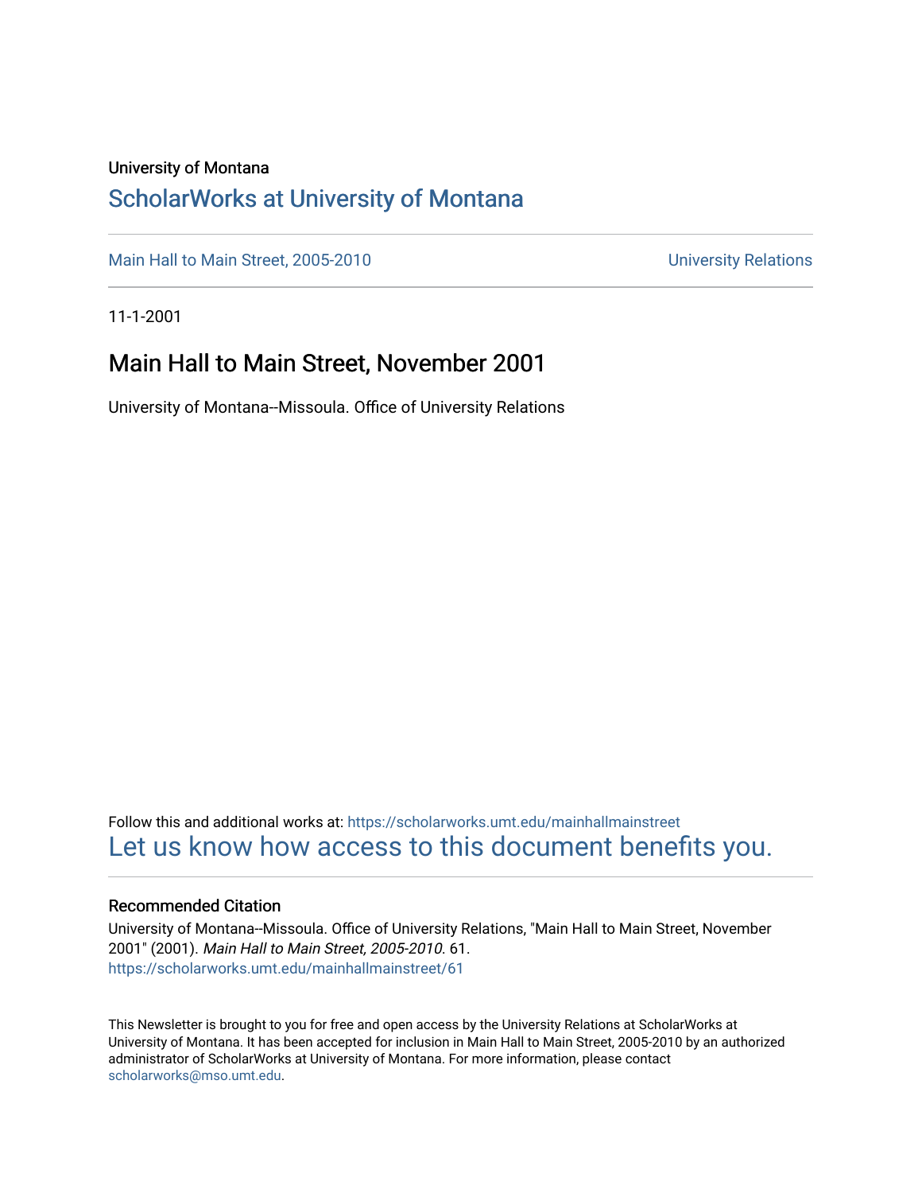University of Montana

# ScholarWorks at University of Montana

Main Hall to Main Street, 2005-2010 | University Relations

11-1-2001

## Main Hall to Main Street, November 2001

University of Montana--Missoula. Office of University Relations

Follow this and additional works at: https://scholarworks.umt.edu/mainhallmainstreet

Let us know how access to this document benefits you.

### Recommended Citation

University of Montana--Missoula. Office of University Relations, "Main Hall to Main Street, November 2001" (2001). *Main Hall to Main Street, 2005-2010*. 61.
https://scholarworks.umt.edu/mainhallmainstreet/61

This Newsletter is brought to you for free and open access by the University Relations at ScholarWorks at University of Montana. It has been accepted for inclusion in Main Hall to Main Street, 2005-2010 by an authorized administrator of ScholarWorks at University of Montana. For more information, please contact scholarworks@mso.umt.edu.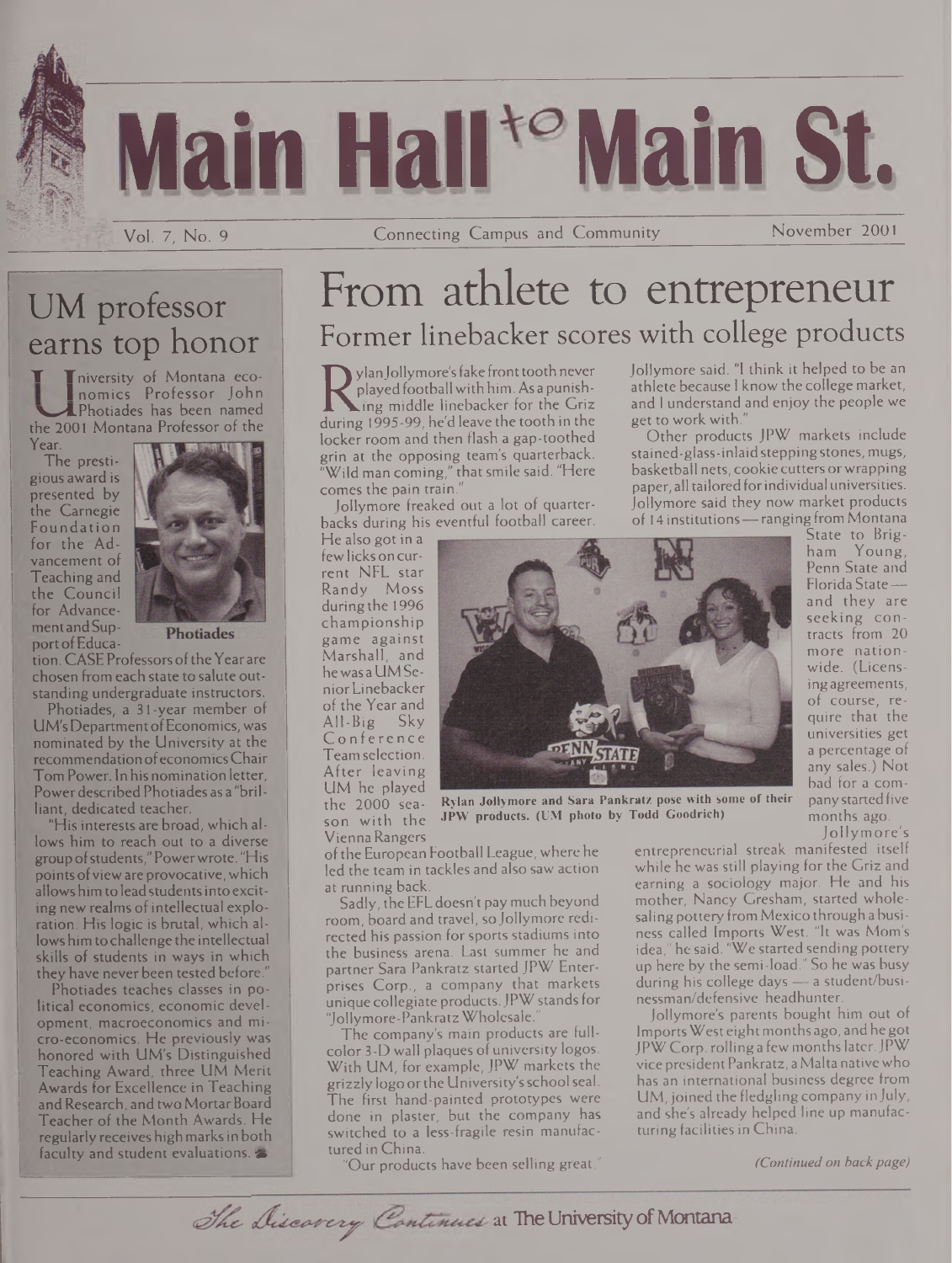# Main Hall to Main St.

Vol. 7, No. 9 — Connecting Campus and Community — November 2001

## UM professor earns top honor

University of Montana economics Professor John Photiades has been named the 2001 Montana Professor of the Year.

The prestigious award is presented by the Carnegie Foundation for the Advancement of Teaching and the Council for Advancement and Support of Education. CASE Professors of the Year are chosen from each state to salute outstanding undergraduate instructors.

**Photiades**

Photiades, a 31-year member of UM's Department of Economics, was nominated by the University at the recommendation of economics Chair Tom Power. In his nomination letter, Power described Photiades as a "brilliant, dedicated teacher.

"His interests are broad, which allows him to reach out to a diverse group of students," Power wrote. "His points of view are provocative, which allows him to lead students into exciting new realms of intellectual exploration. His logic is brutal, which allows him to challenge the intellectual skills of students in ways in which they have never been tested before."

Photiades teaches classes in political economics, economic development, macroeconomics and micro-economics. He previously was honored with UM's Distinguished Teaching Award, three UM Merit Awards for Excellence in Teaching and Research, and two Mortar Board Teacher of the Month Awards. He regularly receives high marks in both faculty and student evaluations.

# From athlete to entrepreneur

## Former linebacker scores with college products

Rylan Jollymore's fake front tooth never played football with him. As a punishing middle linebacker for the Griz during 1995-99, he'd leave the tooth in the locker room and then flash a gap-toothed grin at the opposing team's quarterback. "Wild man coming," that smile said. "Here comes the pain train."

Jollymore freaked out a lot of quarterbacks during his eventful football career. He also got in a few licks on current NFL star Randy Moss during the 1996 championship game against Marshall, and he was a UM Senior Linebacker of the Year and All-Big Sky Conference Team selection. After leaving UM he played the 2000 season with the Vienna Rangers of the European Football League, where he led the team in tackles and also saw action at running back.

Sadly, the EFL doesn't pay much beyond room, board and travel, so Jollymore redirected his passion for sports stadiums into the business arena. Last summer he and partner Sara Pankratz started JPW Enterprises Corp., a company that markets unique collegiate products. JPW stands for "Jollymore-Pankratz Wholesale."

The company's main products are full-color 3-D wall plaques of university logos. With UM, for example, JPW markets the grizzly logo or the University's school seal. The first hand-painted prototypes were done in plaster, but the company has switched to a less-fragile resin manufactured in China.

"Our products have been selling great," Jollymore said. "I think it helped to be an athlete because I know the college market, and I understand and enjoy the people we get to work with."

Other products JPW markets include stained-glass-inlaid stepping stones, mugs, basketball nets, cookie cutters or wrapping paper, all tailored for individual universities. Jollymore said they now market products of 14 institutions — ranging from Montana State to Brigham Young, Penn State and Florida State — and they are seeking contracts from 20 more nationwide. (Licensing agreements, of course, require that the universities get a percentage of any sales.) Not bad for a company started five months ago.

Rylan Jollymore and Sara Pankratz pose with some of their JPW products. (UM photo by Todd Goodrich)

Jollymore's entrepreneurial streak manifested itself while he was still playing for the Griz and earning a sociology major. He and his mother, Nancy Gresham, started wholesaling pottery from Mexico through a business called Imports West. "It was Mom's idea," he said. "We started sending pottery up here by the semi-load." So he was busy during his college days — a student/businessman/defensive headhunter.

Jollymore's parents bought him out of Imports West eight months ago, and he got JPW Corp. rolling a few months later. JPW vice president Pankratz, a Malta native who has an international business degree from UM, joined the fledgling company in July, and she's already helped line up manufacturing facilities in China.

*(Continued on back page)*

*The Discovery Continues* at The University of Montana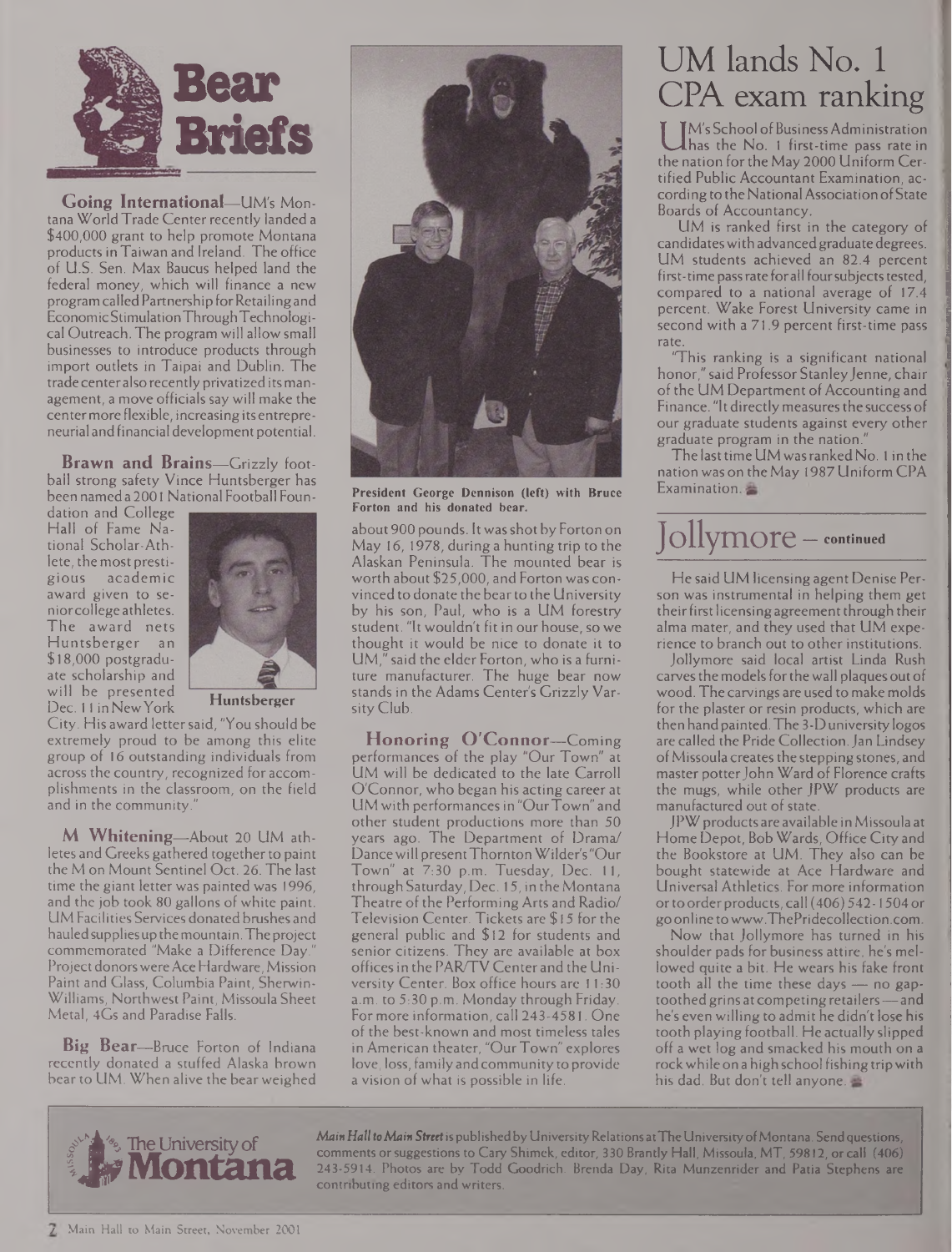# Bear Briefs

**Going International**—UM's Montana World Trade Center recently landed a $400,000 grant to help promote Montana products in Taiwan and Ireland. The office of U.S. Sen. Max Baucus helped land the federal money, which will finance a new program called Partnership for Retailing and Economic Stimulation Through Technological Outreach. The program will allow small businesses to introduce products through import outlets in Taipai and Dublin. The trade center also recently privatized its management, a move officials say will make the center more flexible, increasing its entrepreneurial and financial development potential.

**Brawn and Brains**—Grizzly football strong safety Vince Huntsberger has been named a 2001 National Football Foundation and College Hall of Fame National Scholar-Athlete, the most prestigious academic award given to senior college athletes. The award nets Huntsberger an $18,000 postgraduate scholarship and will be presented Dec. 11 in New York City. His award letter said, "You should be extremely proud to be among this elite group of 16 outstanding individuals from across the country, recognized for accomplishments in the classroom, on the field and in the community."

Huntsberger

**M Whitening**—About 20 UM athletes and Greeks gathered together to paint the M on Mount Sentinel Oct. 26. The last time the giant letter was painted was 1996, and the job took 80 gallons of white paint. UM Facilities Services donated brushes and hauled supplies up the mountain. The project commemorated "Make a Difference Day." Project donors were Ace Hardware, Mission Paint and Glass, Columbia Paint, Sherwin-Williams, Northwest Paint, Missoula Sheet Metal, 4Gs and Paradise Falls.

**Big Bear**—Bruce Forton of Indiana recently donated a stuffed Alaska brown bear to UM. When alive the bear weighed about 900 pounds. It was shot by Forton on May 16, 1978, during a hunting trip to the Alaskan Peninsula. The mounted bear is worth about $25,000, and Forton was convinced to donate the bear to the University by his son, Paul, who is a UM forestry student. "It wouldn't fit in our house, so we thought it would be nice to donate it to UM," said the elder Forton, who is a furniture manufacturer. The huge bear now stands in the Adams Center's Grizzly Varsity Club.

**President George Dennison (left) with Bruce Forton and his donated bear.**

**Honoring O'Connor**—Coming performances of the play "Our Town" at UM will be dedicated to the late Carroll O'Connor, who began his acting career at UM with performances in "Our Town" and other student productions more than 50 years ago. The Department of Drama/Dance will present Thornton Wilder's "Our Town" at 7:30 p.m. Tuesday, Dec. 11, through Saturday, Dec. 15, in the Montana Theatre of the Performing Arts and Radio/Television Center. Tickets are $15 for the general public and $12 for students and senior citizens. They are available at box offices in the PAR/TV Center and the University Center. Box office hours are 11:30 a.m. to 5:30 p.m. Monday through Friday. For more information, call 243-4581. One of the best-known and most timeless tales in American theater, "Our Town" explores love, loss, family and community to provide a vision of what is possible in life.

# UM lands No. 1 CPA exam ranking

UM's School of Business Administration has the No. 1 first-time pass rate in the nation for the May 2000 Uniform Certified Public Accountant Examination, according to the National Association of State Boards of Accountancy.

UM is ranked first in the category of candidates with advanced graduate degrees. UM students achieved an 82.4 percent first-time pass rate for all four subjects tested, compared to a national average of 17.4 percent. Wake Forest University came in second with a 71.9 percent first-time pass rate.

"This ranking is a significant national honor," said Professor Stanley Jenne, chair of the UM Department of Accounting and Finance. "It directly measures the success of our graduate students against every other graduate program in the nation."

The last time UM was ranked No. 1 in the nation was on the May 1987 Uniform CPA Examination.

# Jollymore — continued

He said UM licensing agent Denise Person was instrumental in helping them get their first licensing agreement through their alma mater, and they used that UM experience to branch out to other institutions.

Jollymore said local artist Linda Rush carves the models for the wall plaques out of wood. The carvings are used to make molds for the plaster or resin products, which are then hand painted. The 3-D university logos are called the Pride Collection. Jan Lindsey of Missoula creates the stepping stones, and master potter John Ward of Florence crafts the mugs, while other JPW products are manufactured out of state.

JPW products are available in Missoula at Home Depot, Bob Wards, Office City and the Bookstore at UM. They also can be bought statewide at Ace Hardware and Universal Athletics. For more information or to order products, call (406) 542-1504 or go online to www.ThePridecollection.com.

Now that Jollymore has turned in his shoulder pads for business attire, he's mellowed quite a bit. He wears his fake front tooth all the time these days — no gap-toothed grins at competing retailers — and he's even willing to admit he didn't lose his tooth playing football. He actually slipped off a wet log and smacked his mouth on a rock while on a high school fishing trip with his dad. But don't tell anyone.

The University of Montana

*Main Hall to Main Street* is published by University Relations at The University of Montana. Send questions, comments or suggestions to Cary Shimek, editor, 330 Brantly Hall, Missoula, MT, 59812, or call (406) 243-5914. Photos are by Todd Goodrich. Brenda Day, Rita Munzenrider and Patia Stephens are contributing editors and writers.